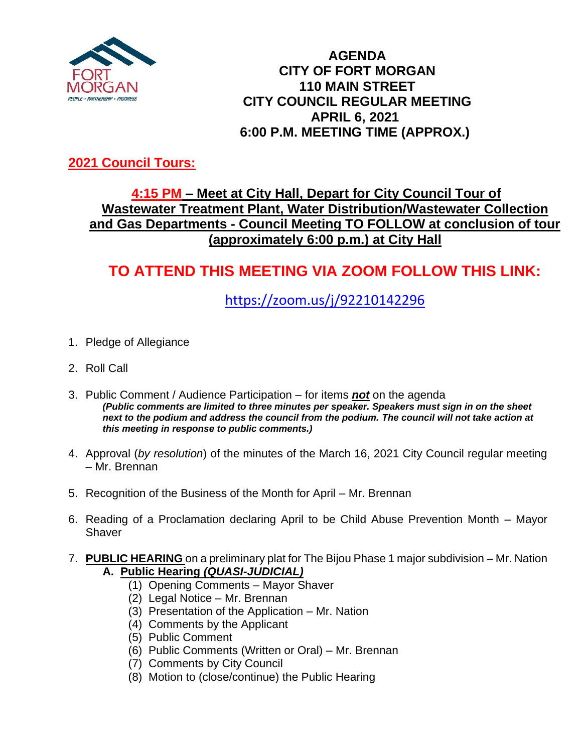FORT MORGAN
PEOPLE • PARTNERSHIP • PROGRESS

# AGENDA
# CITY OF FORT MORGAN
# 110 MAIN STREET
# CITY COUNCIL REGULAR MEETING
# APRIL 6, 2021
# 6:00 P.M. MEETING TIME (APPROX.)

## 2021 Council Tours:

### 4:15 PM – Meet at City Hall, Depart for City Council Tour of Wastewater Treatment Plant, Water Distribution/Wastewater Collection and Gas Departments - Council Meeting TO FOLLOW at conclusion of tour (approximately 6:00 p.m.) at City Hall

## TO ATTEND THIS MEETING VIA ZOOM FOLLOW THIS LINK:

https://zoom.us/j/92210142296

1. Pledge of Allegiance

2. Roll Call

3. Public Comment / Audience Participation – for items ***not*** on the agenda
   ***(Public comments are limited to three minutes per speaker. Speakers must sign in on the sheet next to the podium and address the council from the podium. The council will not take action at this meeting in response to public comments.)***

4. Approval (*by resolution*) of the minutes of the March 16, 2021 City Council regular meeting – Mr. Brennan

5. Recognition of the Business of the Month for April – Mr. Brennan

6. Reading of a Proclamation declaring April to be Child Abuse Prevention Month – Mayor Shaver

7. **PUBLIC HEARING** on a preliminary plat for The Bijou Phase 1 major subdivision – Mr. Nation
   **A. Public Hearing *(QUASI-JUDICIAL)***
      (1) Opening Comments – Mayor Shaver
      (2) Legal Notice – Mr. Brennan
      (3) Presentation of the Application – Mr. Nation
      (4) Comments by the Applicant
      (5) Public Comment
      (6) Public Comments (Written or Oral) – Mr. Brennan
      (7) Comments by City Council
      (8) Motion to (close/continue) the Public Hearing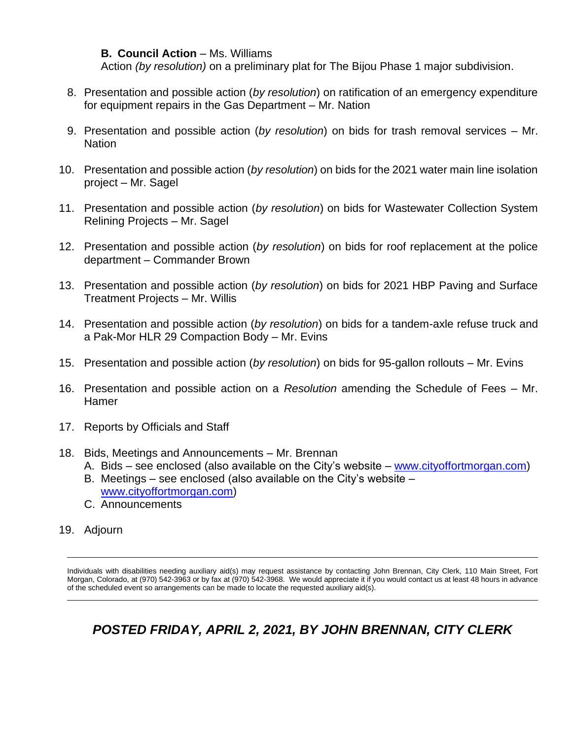**B. Council Action** – Ms. Williams
Action *(by resolution)* on a preliminary plat for The Bijou Phase 1 major subdivision.

8. Presentation and possible action (*by resolution*) on ratification of an emergency expenditure for equipment repairs in the Gas Department – Mr. Nation

9. Presentation and possible action (*by resolution*) on bids for trash removal services – Mr. Nation

10. Presentation and possible action (*by resolution*) on bids for the 2021 water main line isolation project – Mr. Sagel

11. Presentation and possible action (*by resolution*) on bids for Wastewater Collection System Relining Projects – Mr. Sagel

12. Presentation and possible action (*by resolution*) on bids for roof replacement at the police department – Commander Brown

13. Presentation and possible action (*by resolution*) on bids for 2021 HBP Paving and Surface Treatment Projects – Mr. Willis

14. Presentation and possible action (*by resolution*) on bids for a tandem-axle refuse truck and a Pak-Mor HLR 29 Compaction Body – Mr. Evins

15. Presentation and possible action (*by resolution*) on bids for 95-gallon rollouts – Mr. Evins

16. Presentation and possible action on a *Resolution* amending the Schedule of Fees – Mr. Hamer

17. Reports by Officials and Staff

18. Bids, Meetings and Announcements – Mr. Brennan
    A. Bids – see enclosed (also available on the City's website – www.cityoffortmorgan.com)
    B. Meetings – see enclosed (also available on the City's website – www.cityoffortmorgan.com)
    C. Announcements

19. Adjourn

---

Individuals with disabilities needing auxiliary aid(s) may request assistance by contacting John Brennan, City Clerk, 110 Main Street, Fort Morgan, Colorado, at (970) 542-3963 or by fax at (970) 542-3968. We would appreciate it if you would contact us at least 48 hours in advance of the scheduled event so arrangements can be made to locate the requested auxiliary aid(s).

---

***POSTED FRIDAY, APRIL 2, 2021, BY JOHN BRENNAN, CITY CLERK***